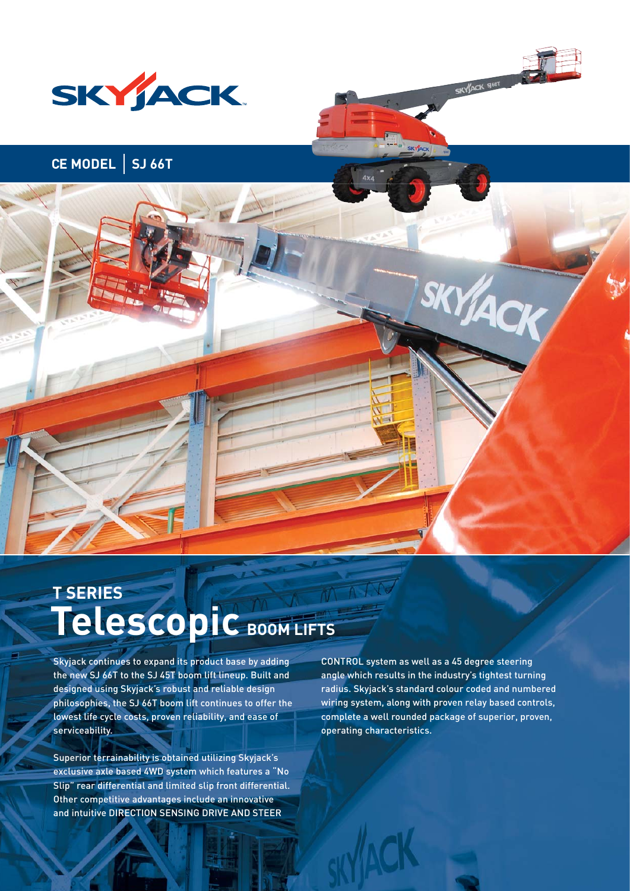SKYJACK

## CE MODEL | SJ 66T

# T SERIES Telescopic BOOM LIFTS

Skyjack continues to expand its product base by adding the new SJ 66T to the SJ 45T boom lift lineup. Built and designed using Skyjack's robust and reliable design philosophies, the SJ 66T boom lift continues to offer the lowest life cycle costs, proven reliability, and ease of serviceability.

Superior terrainability is obtained utilizing Skyjack's exclusive axle based 4WD system which features a "No Slip" rear differential and limited slip front differential. Other competitive advantages include an innovative and intuitive DIRECTION SENSING DRIVE AND STEER CONTROL system as well as a 45 degree steering angle which results in the industry's tightest turning radius. Skyjack's standard colour coded and numbered wiring system, along with proven relay based controls, complete a well rounded package of superior, proven, operating characteristics.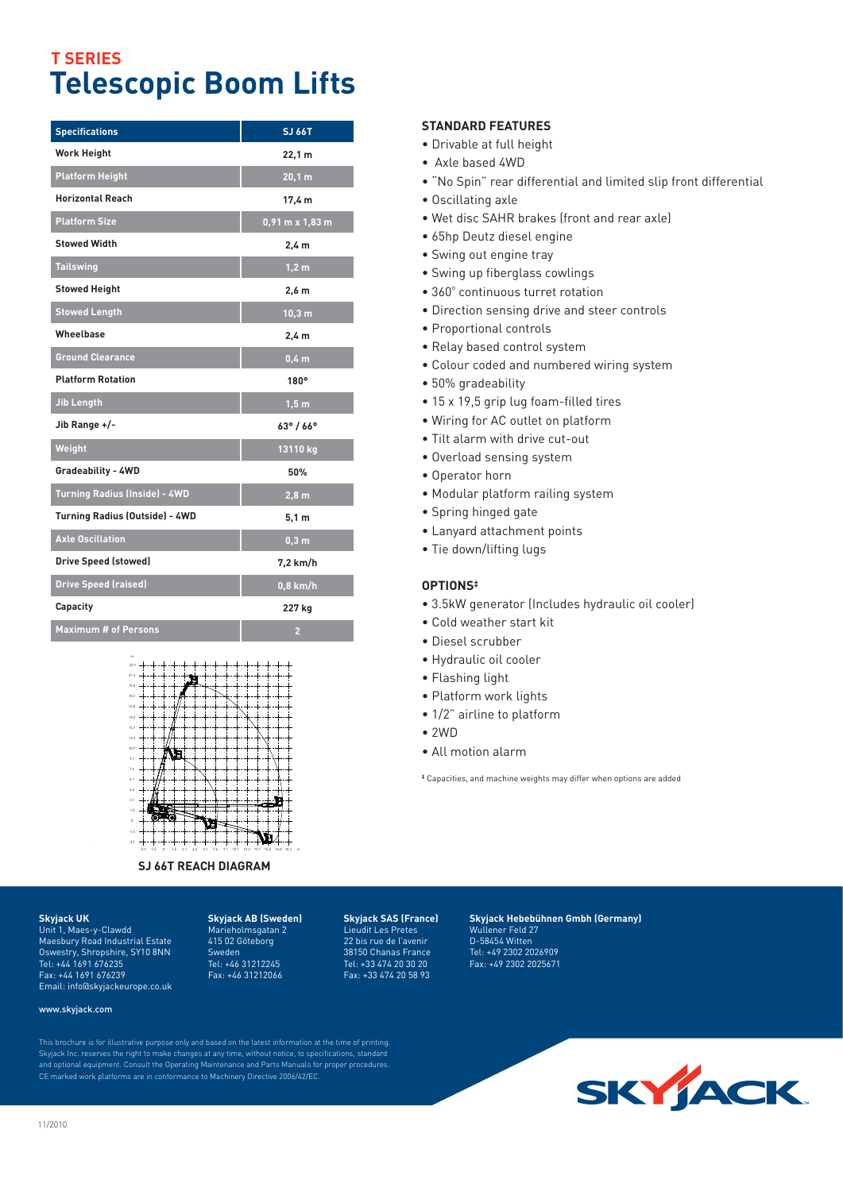## T SERIES

# Telescopic Boom Lifts

| Specifications | SJ 66T |
| --- | --- |
| Work Height | 22,1 m |
| Platform Height | 20,1 m |
| Horizontal Reach | 17,4 m |
| Platform Size | 0,91 m x 1,83 m |
| Stowed Width | 2,4 m |
| Tailswing | 1,2 m |
| Stowed Height | 2,6 m |
| Stowed Length | 10,3 m |
| Wheelbase | 2,4 m |
| Ground Clearance | 0,4 m |
| Platform Rotation | 180° |
| Jib Length | 1,5 m |
| Jib Range +/- | 63° / 66° |
| Weight | 13110 kg |
| Gradeability - 4WD | 50% |
| Turning Radius (Inside) - 4WD | 2,8 m |
| Turning Radius (Outside) - 4WD | 5,1 m |
| Axle Oscillation | 0,3 m |
| Drive Speed (stowed) | 7,2 km/h |
| Drive Speed (raised) | 0,8 km/h |
| Capacity | 227 kg |
| Maximum # of Persons | 2 |

SJ 66T REACH DIAGRAM

### STANDARD FEATURES

- Drivable at full height
- Axle based 4WD
- "No Spin" rear differential and limited slip front differential
- Oscillating axle
- Wet disc SAHR brakes (front and rear axle)
- 65hp Deutz diesel engine
- Swing out engine tray
- Swing up fiberglass cowlings
- 360° continuous turret rotation
- Direction sensing drive and steer controls
- Proportional controls
- Relay based control system
- Colour coded and numbered wiring system
- 50% gradeability
- 15 x 19,5 grip lug foam-filled tires
- Wiring for AC outlet on platform
- Tilt alarm with drive cut-out
- Overload sensing system
- Operator horn
- Modular platform railing system
- Spring hinged gate
- Lanyard attachment points
- Tie down/lifting lugs

### OPTIONS‡

- 3.5kW generator (Includes hydraulic oil cooler)
- Cold weather start kit
- Diesel scrubber
- Hydraulic oil cooler
- Flashing light
- Platform work lights
- 1/2" airline to platform
- 2WD
- All motion alarm

‡ Capacities, and machine weights may differ when options are added

**Skyjack UK**
Unit 1, Maes-y-Clawdd
Maesbury Road Industrial Estate
Oswestry, Shropshire, SY10 8NN
Tel: +44 1691 676235
Fax: +44 1691 676239
Email: info@skyjackeurope.co.uk

**Skyjack AB (Sweden)**
Marieholmsgatan 2
415 02 Göteborg
Sweden
Tel: +46 31212245
Fax: +46 31212066

**Skyjack SAS (France)**
Lieudit Les Pretes
22 bis rue de l'avenir
38150 Chanas France
Tel: +33 474 20 30 20
Fax: +33 474 20 58 93

**Skyjack Hebebühnen Gmbh (Germany)**
Wullener Feld 27
D-58454 Witten
Tel: +49 2302 2026909
Fax: +49 2302 2025671

www.skyjack.com

This brochure is for illustrative purpose only and based on the latest information at the time of printing. Skyjack Inc. reserves the right to make changes at any time, without notice, to specifications, standard and optional equipment. Consult the Operating Maintenance and Parts Manuals for proper procedures. CE marked work platforms are in conformance to Machinery Directive 2006/42/EC.

SKYJACK

11/2010